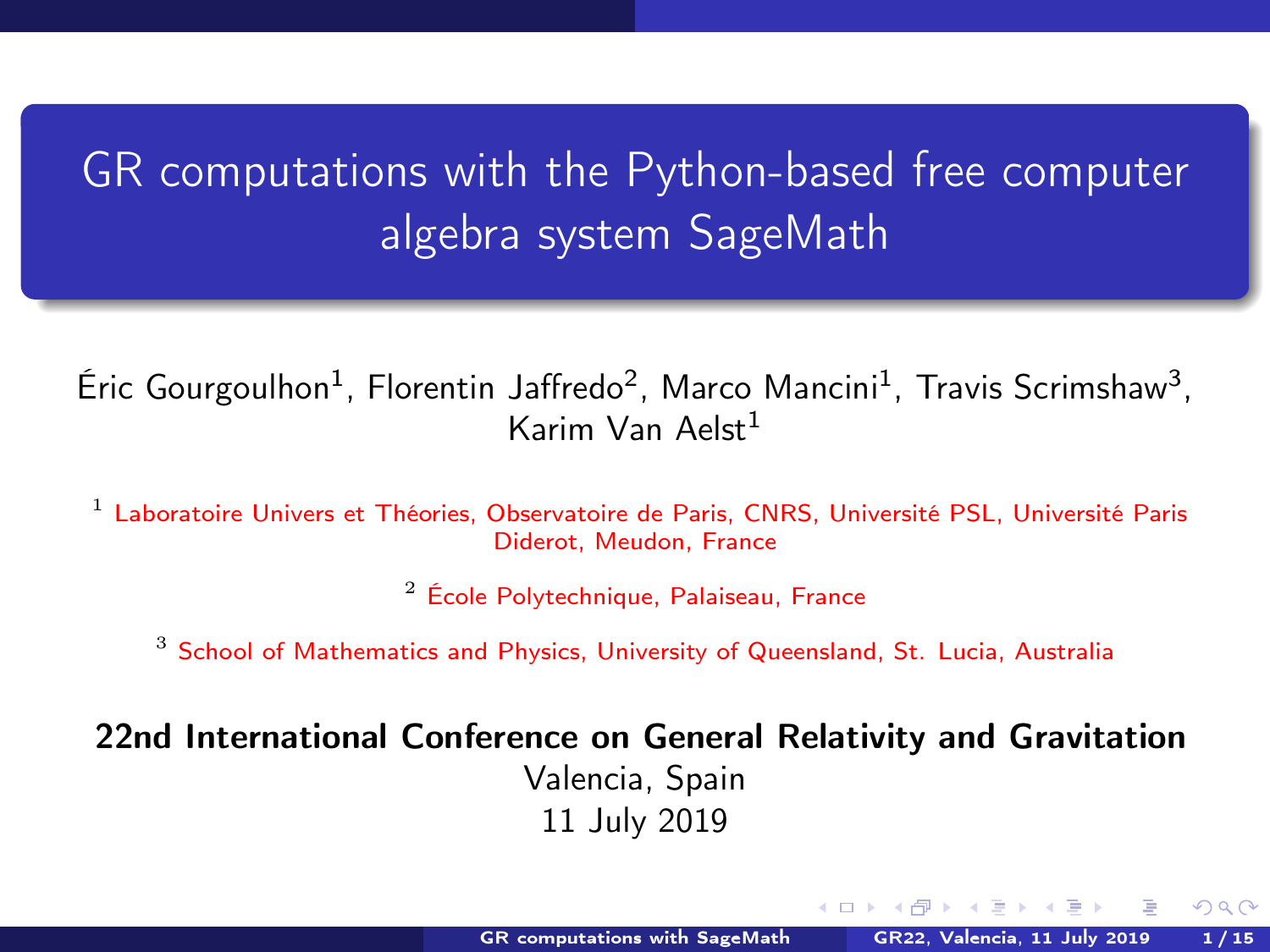# GR computations with the Python-based free computer algebra system SageMath

Éric Gourgoulhon[1], Florentin Jaffredo[2], Marco Mancini[1], Travis Scrimshaw[3], Karim Van Aelst[1]

[1] Laboratoire Univers et Théories, Observatoire de Paris, CNRS, Université PSL, Université Paris Diderot, Meudon, France

[2] École Polytechnique, Palaiseau, France

[3] School of Mathematics and Physics, University of Queensland, St. Lucia, Australia

**22nd International Conference on General Relativity and Gravitation**

Valencia, Spain

11 July 2019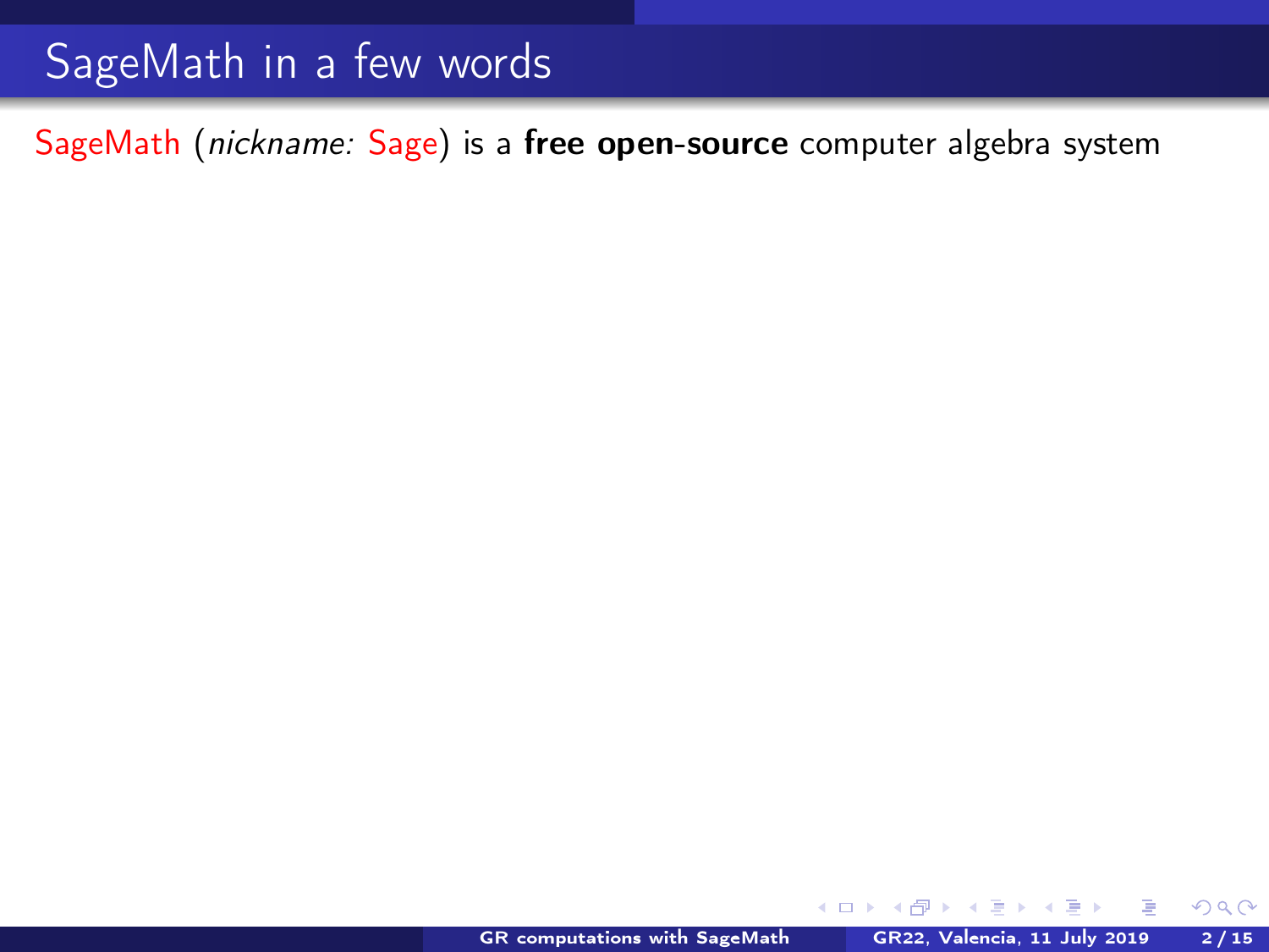# SageMath in a few words

SageMath (*nickname:* Sage) is a **free open-source** computer algebra system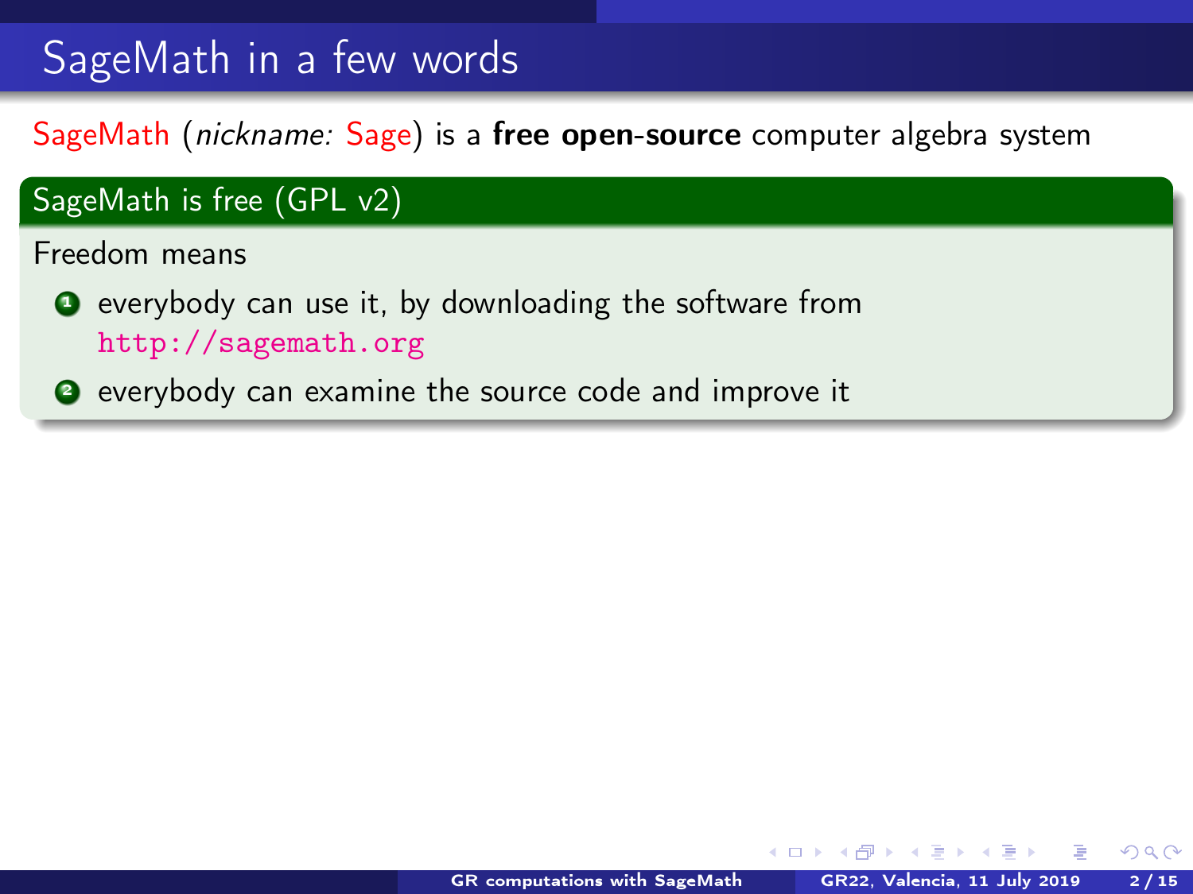# SageMath in a few words

SageMath (*nickname:* Sage) is a **free open-source** computer algebra system

## SageMath is free (GPL v2)

Freedom means

1. everybody can use it, by downloading the software from `http://sagemath.org`
2. everybody can examine the source code and improve it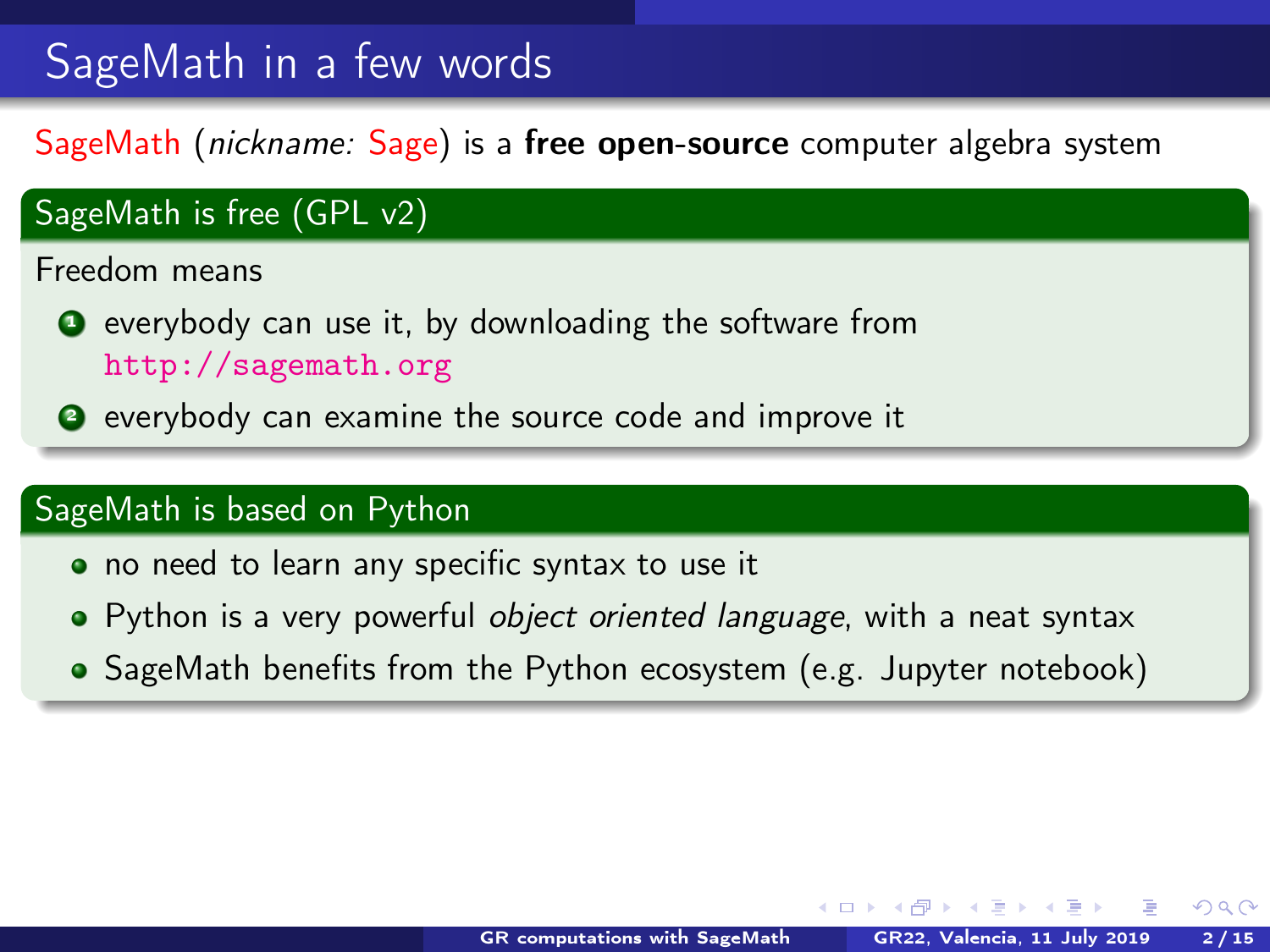# SageMath in a few words

SageMath (*nickname:* Sage) is a **free open-source** computer algebra system

## SageMath is free (GPL v2)

Freedom means

1. everybody can use it, by downloading the software from `http://sagemath.org`
2. everybody can examine the source code and improve it

## SageMath is based on Python

- no need to learn any specific syntax to use it
- Python is a very powerful *object oriented language*, with a neat syntax
- SageMath benefits from the Python ecosystem (e.g. Jupyter notebook)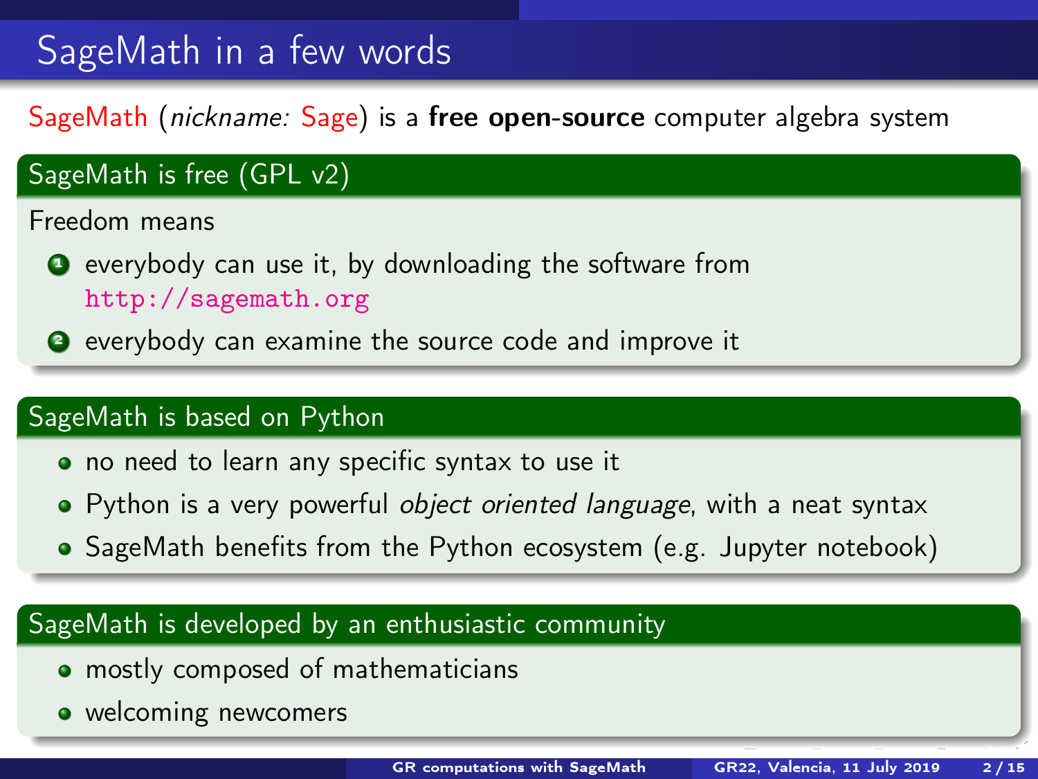# SageMath in a few words

SageMath (*nickname:* Sage) is a **free open-source** computer algebra system

## SageMath is free (GPL v2)

Freedom means

1. everybody can use it, by downloading the software from http://sagemath.org
2. everybody can examine the source code and improve it

## SageMath is based on Python

- no need to learn any specific syntax to use it
- Python is a very powerful *object oriented language*, with a neat syntax
- SageMath benefits from the Python ecosystem (e.g. Jupyter notebook)

## SageMath is developed by an enthusiastic community

- mostly composed of mathematicians
- welcoming newcomers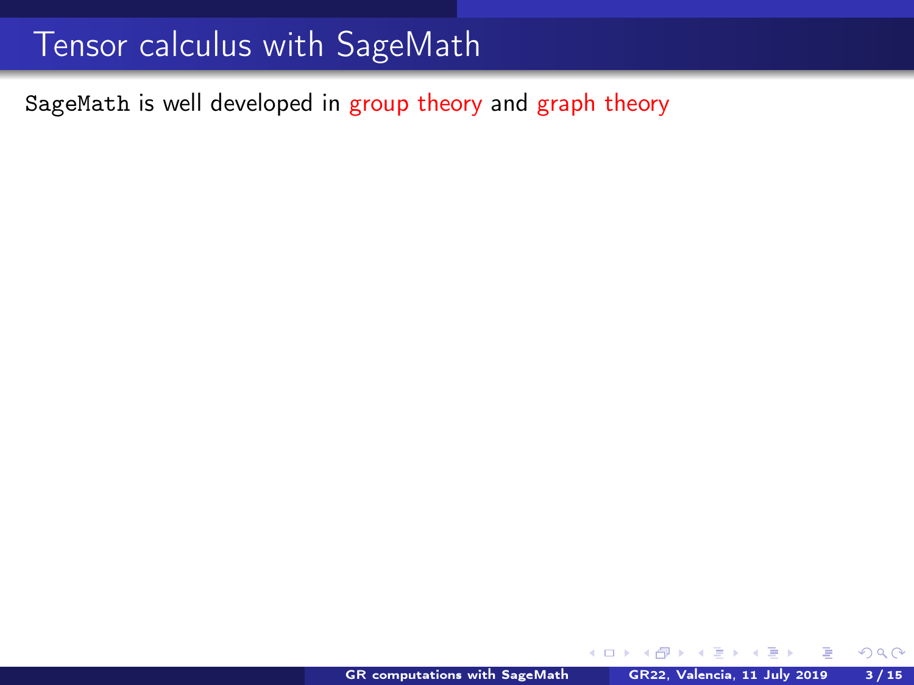# Tensor calculus with SageMath

`SageMath` is well developed in group theory and graph theory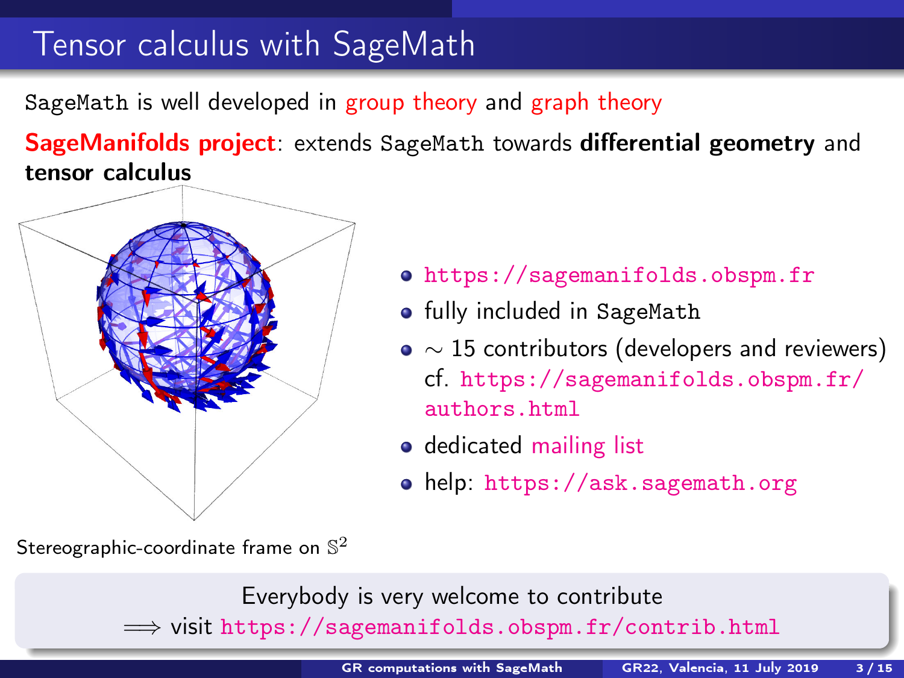# Tensor calculus with SageMath

SageMath is well developed in group theory and graph theory

**SageManifolds project**: extends SageMath towards **differential geometry** and **tensor calculus**

- https://sagemanifolds.obspm.fr
- fully included in SageMath
- $\sim$ 15 contributors (developers and reviewers) cf. https://sagemanifolds.obspm.fr/authors.html
- dedicated mailing list
- help: https://ask.sagemath.org

Stereographic-coordinate frame on $\mathbb{S}^2$

Everybody is very welcome to contribute
$\Longrightarrow$ visit https://sagemanifolds.obspm.fr/contrib.html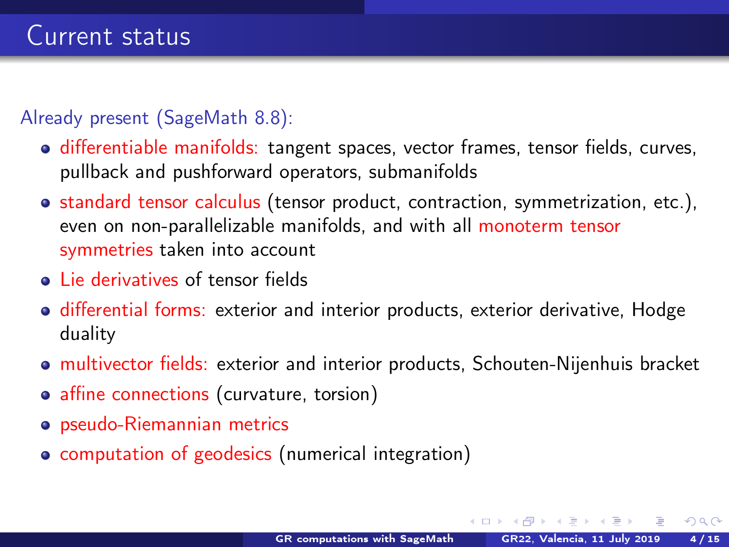# Current status

Already present (SageMath 8.8):

- differentiable manifolds: tangent spaces, vector frames, tensor fields, curves, pullback and pushforward operators, submanifolds
- standard tensor calculus (tensor product, contraction, symmetrization, etc.), even on non-parallelizable manifolds, and with all monoterm tensor symmetries taken into account
- Lie derivatives of tensor fields
- differential forms: exterior and interior products, exterior derivative, Hodge duality
- multivector fields: exterior and interior products, Schouten-Nijenhuis bracket
- affine connections (curvature, torsion)
- pseudo-Riemannian metrics
- computation of geodesics (numerical integration)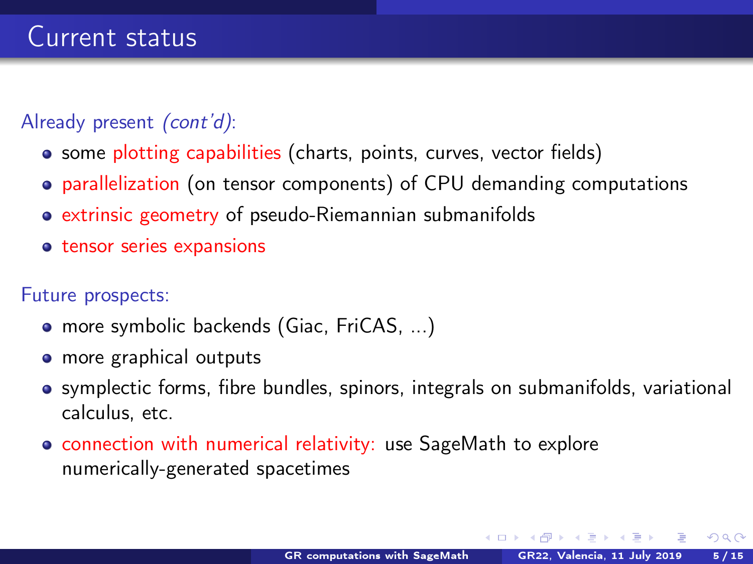# Current status

Already present *(cont'd)*:

- some plotting capabilities (charts, points, curves, vector fields)
- parallelization (on tensor components) of CPU demanding computations
- extrinsic geometry of pseudo-Riemannian submanifolds
- tensor series expansions

Future prospects:

- more symbolic backends (Giac, FriCAS, ...)
- more graphical outputs
- symplectic forms, fibre bundles, spinors, integrals on submanifolds, variational calculus, etc.
- connection with numerical relativity: use SageMath to explore numerically-generated spacetimes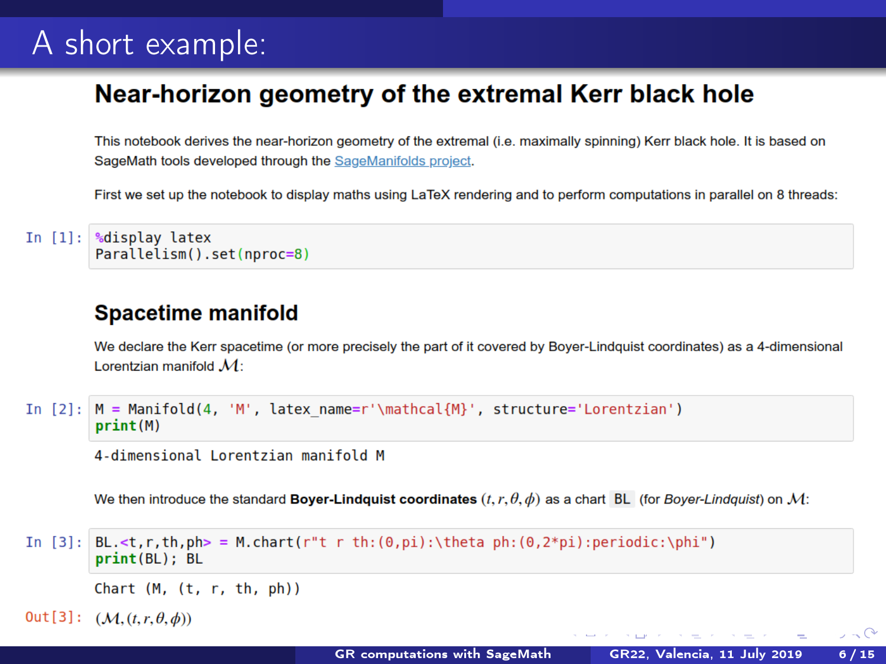# A short example:

## Near-horizon geometry of the extremal Kerr black hole

This notebook derives the near-horizon geometry of the extremal (i.e. maximally spinning) Kerr black hole. It is based on SageMath tools developed through the SageManifolds project.

First we set up the notebook to display maths using LaTeX rendering and to perform computations in parallel on 8 threads:

In [1]:
```
%display latex
Parallelism().set(nproc=8)
```

### Spacetime manifold

We declare the Kerr spacetime (or more precisely the part of it covered by Boyer-Lindquist coordinates) as a 4-dimensional Lorentzian manifold $\mathcal{M}$:

In [2]:
```
M = Manifold(4, 'M', latex_name=r'\mathcal{M}', structure='Lorentzian')
print(M)
```

```
4-dimensional Lorentzian manifold M
```

We then introduce the standard **Boyer-Lindquist coordinates** $(t, r, \theta, \phi)$ as a chart `BL` (for *Boyer-Lindquist*) on $\mathcal{M}$:

In [3]:
```
BL.<t,r,th,ph> = M.chart(r"t r th:(0,pi):\theta ph:(0,2*pi):periodic:\phi")
print(BL); BL
```

```
Chart (M, (t, r, th, ph))
```

Out[3]: $(\mathcal{M}, (t, r, \theta, \phi))$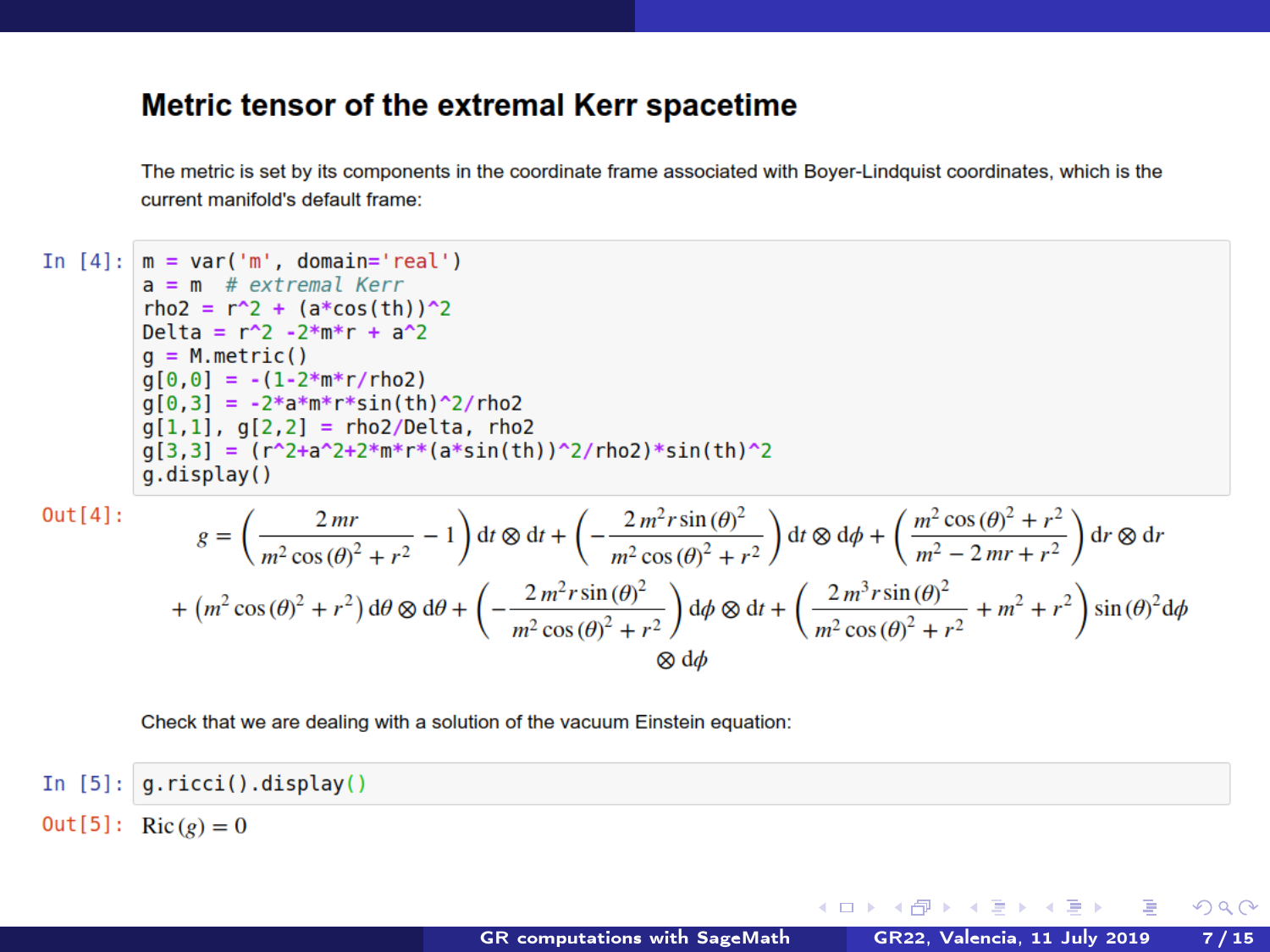# Metric tensor of the extremal Kerr spacetime

The metric is set by its components in the coordinate frame associated with Boyer-Lindquist coordinates, which is the current manifold's default frame:

In [4]:
```
m = var('m', domain='real')
a = m  # extremal Kerr
rho2 = r^2 + (a*cos(th))^2
Delta = r^2 -2*m*r + a^2
g = M.metric()
g[0,0] = -(1-2*m*r/rho2)
g[0,3] = -2*a*m*r*sin(th)^2/rho2
g[1,1], g[2,2] = rho2/Delta, rho2
g[3,3] = (r^2+a^2+2*m*r*(a*sin(th))^2/rho2)*sin(th)^2
g.display()
```

Out[4]:

$$g = \left(\frac{2\,mr}{m^2\cos(\theta)^2 + r^2} - 1\right) \mathrm{d}t \otimes \mathrm{d}t + \left(-\frac{2\,m^2 r\sin(\theta)^2}{m^2\cos(\theta)^2 + r^2}\right) \mathrm{d}t \otimes \mathrm{d}\phi + \left(\frac{m^2\cos(\theta)^2 + r^2}{m^2 - 2\,mr + r^2}\right) \mathrm{d}r \otimes \mathrm{d}r + \left(m^2\cos(\theta)^2 + r^2\right) \mathrm{d}\theta \otimes \mathrm{d}\theta + \left(-\frac{2\,m^2 r\sin(\theta)^2}{m^2\cos(\theta)^2 + r^2}\right) \mathrm{d}\phi \otimes \mathrm{d}t + \left(\frac{2\,m^3 r\sin(\theta)^2}{m^2\cos(\theta)^2 + r^2} + m^2 + r^2\right)\sin(\theta)^2 \mathrm{d}\phi \otimes \mathrm{d}\phi$$

Check that we are dealing with a solution of the vacuum Einstein equation:

In [5]:
```
g.ricci().display()
```

Out[5]:

$$\mathrm{Ric}(g) = 0$$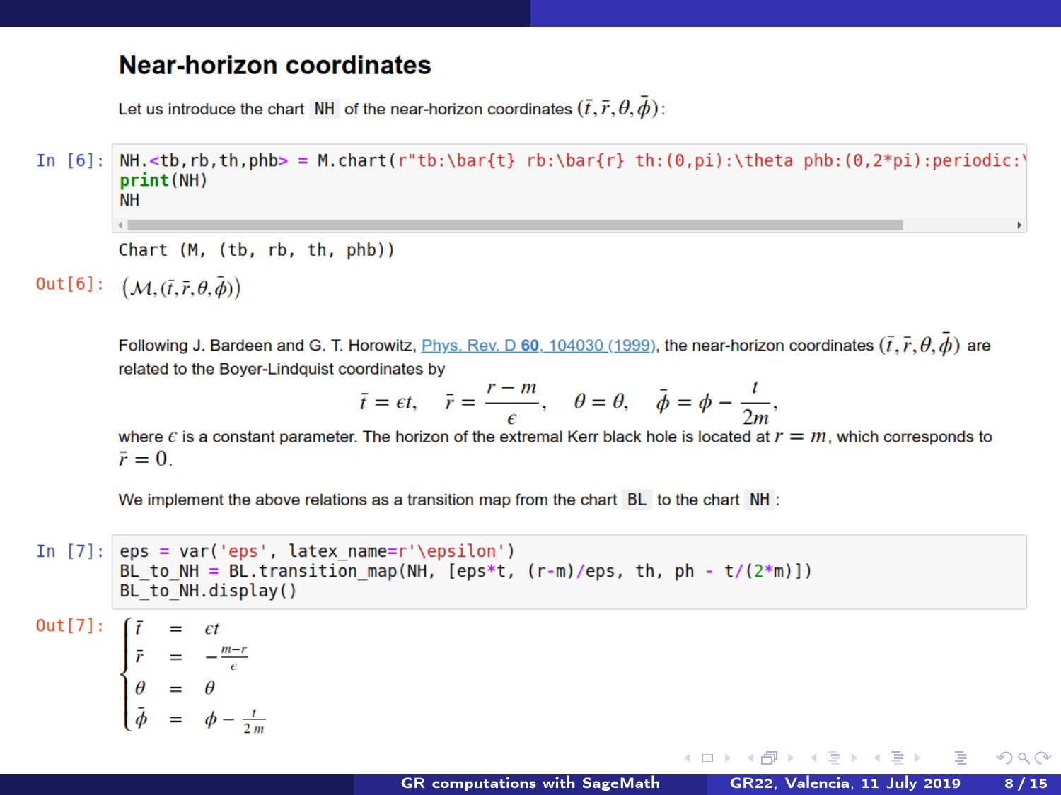## Near-horizon coordinates

Let us introduce the chart `NH` of the near-horizon coordinates $(\bar{t}, \bar{r}, \theta, \bar{\phi})$:

In [6]:
```
NH.<tb,rb,th,phb> = M.chart(r"tb:\bar{t} rb:\bar{r} th:(0,pi):\theta phb:(0,2*pi):periodic:\
print(NH)
NH
```

```
Chart (M, (tb, rb, th, phb))
```

Out[6]: $(\mathcal{M}, (\bar{t}, \bar{r}, \theta, \bar{\phi}))$

Following J. Bardeen and G. T. Horowitz, Phys. Rev. D **60**, 104030 (1999), the near-horizon coordinates $(\bar{t}, \bar{r}, \theta, \bar{\phi})$ are related to the Boyer-Lindquist coordinates by

$$\bar{t} = \epsilon t, \quad \bar{r} = \frac{r - m}{\epsilon}, \quad \theta = \theta, \quad \bar{\phi} = \phi - \frac{t}{2m},$$

where $\epsilon$ is a constant parameter. The horizon of the extremal Kerr black hole is located at $r = m$, which corresponds to $\bar{r} = 0$.

We implement the above relations as a transition map from the chart `BL` to the chart `NH`:

In [7]:
```
eps = var('eps', latex_name=r'\epsilon')
BL_to_NH = BL.transition_map(NH, [eps*t, (r-m)/eps, th, ph - t/(2*m)])
BL_to_NH.display()
```

Out[7]:

$$\begin{cases} \bar{t} & = & \epsilon t \\ \bar{r} & = & -\frac{m-r}{\epsilon} \\ \theta & = & \theta \\ \bar{\phi} & = & \phi - \frac{t}{2\,m} \end{cases}$$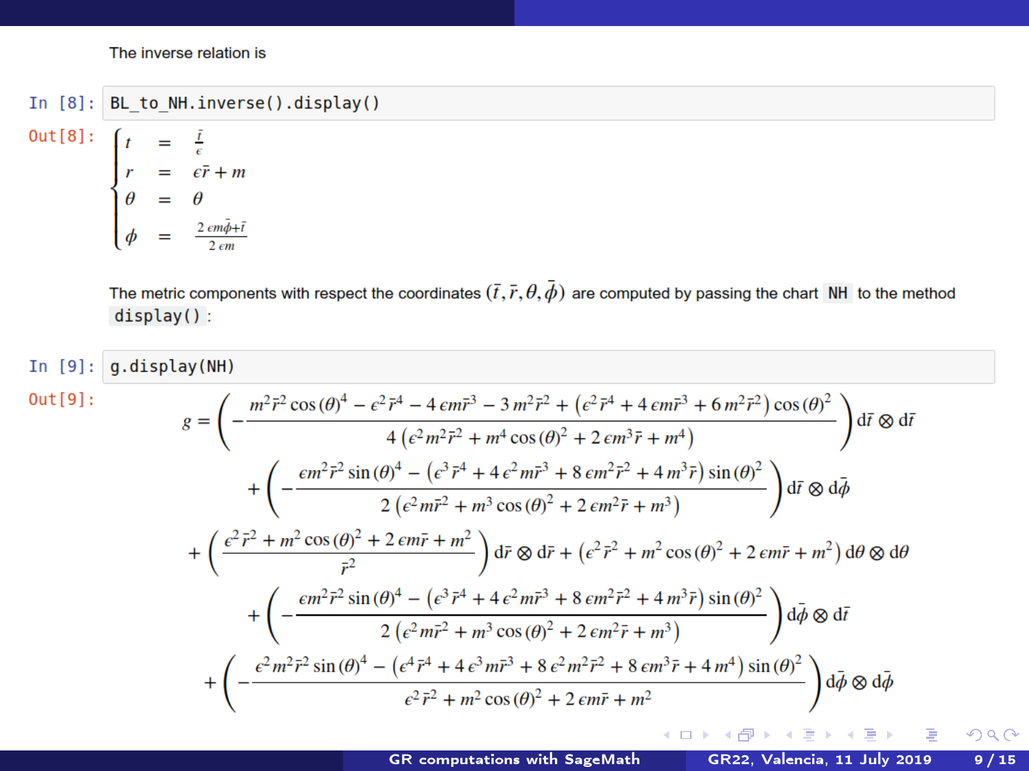The inverse relation is

```
In [8]: BL_to_NH.inverse().display()
```

Out[8]:

$$
\begin{cases}
t = \frac{\bar{t}}{\epsilon} \\
r = \epsilon \bar{r} + m \\
\theta = \theta \\
\phi = \frac{2\,\epsilon m \bar{\phi} + \bar{t}}{2\,\epsilon m}
\end{cases}
$$

The metric components with respect the coordinates $(\bar{t}, \bar{r}, \theta, \bar{\phi})$ are computed by passing the chart `NH` to the method `display()`:

```
In [9]: g.display(NH)
```

Out[9]:

$$
\begin{aligned}
g = & \left( -\frac{m^2\bar{r}^2\cos(\theta)^4 - \epsilon^2\bar{r}^4 - 4\,\epsilon m\bar{r}^3 - 3\,m^2\bar{r}^2 + \left(\epsilon^2\bar{r}^4 + 4\,\epsilon m\bar{r}^3 + 6\,m^2\bar{r}^2\right)\cos(\theta)^2}{4\left(\epsilon^2 m^2\bar{r}^2 + m^4\cos(\theta)^2 + 2\,\epsilon m^3\bar{r} + m^4\right)} \right) \mathrm{d}\bar{t} \otimes \mathrm{d}\bar{t} \\
& + \left( -\frac{\epsilon m^2\bar{r}^2\sin(\theta)^4 - \left(\epsilon^3\bar{r}^4 + 4\,\epsilon^2 m\bar{r}^3 + 8\,\epsilon m^2\bar{r}^2 + 4\,m^3\bar{r}\right)\sin(\theta)^2}{2\left(\epsilon^2 m\bar{r}^2 + m^3\cos(\theta)^2 + 2\,\epsilon m^2\bar{r} + m^3\right)} \right) \mathrm{d}\bar{t} \otimes \mathrm{d}\bar{\phi} \\
& + \left( \frac{\epsilon^2\bar{r}^2 + m^2\cos(\theta)^2 + 2\,\epsilon m\bar{r} + m^2}{\bar{r}^2} \right) \mathrm{d}\bar{r} \otimes \mathrm{d}\bar{r} + \left(\epsilon^2\bar{r}^2 + m^2\cos(\theta)^2 + 2\,\epsilon m\bar{r} + m^2\right) \mathrm{d}\theta \otimes \mathrm{d}\theta \\
& + \left( -\frac{\epsilon m^2\bar{r}^2\sin(\theta)^4 - \left(\epsilon^3\bar{r}^4 + 4\,\epsilon^2 m\bar{r}^3 + 8\,\epsilon m^2\bar{r}^2 + 4\,m^3\bar{r}\right)\sin(\theta)^2}{2\left(\epsilon^2 m\bar{r}^2 + m^3\cos(\theta)^2 + 2\,\epsilon m^2\bar{r} + m^3\right)} \right) \mathrm{d}\bar{\phi} \otimes \mathrm{d}\bar{t} \\
& + \left( -\frac{\epsilon^2 m^2\bar{r}^2\sin(\theta)^4 - \left(\epsilon^4\bar{r}^4 + 4\,\epsilon^3 m\bar{r}^3 + 8\,\epsilon^2 m^2\bar{r}^2 + 8\,\epsilon m^3\bar{r} + 4\,m^4\right)\sin(\theta)^2}{\epsilon^2\bar{r}^2 + m^2\cos(\theta)^2 + 2\,\epsilon m\bar{r} + m^2} \right) \mathrm{d}\bar{\phi} \otimes \mathrm{d}\bar{\phi}
\end{aligned}
$$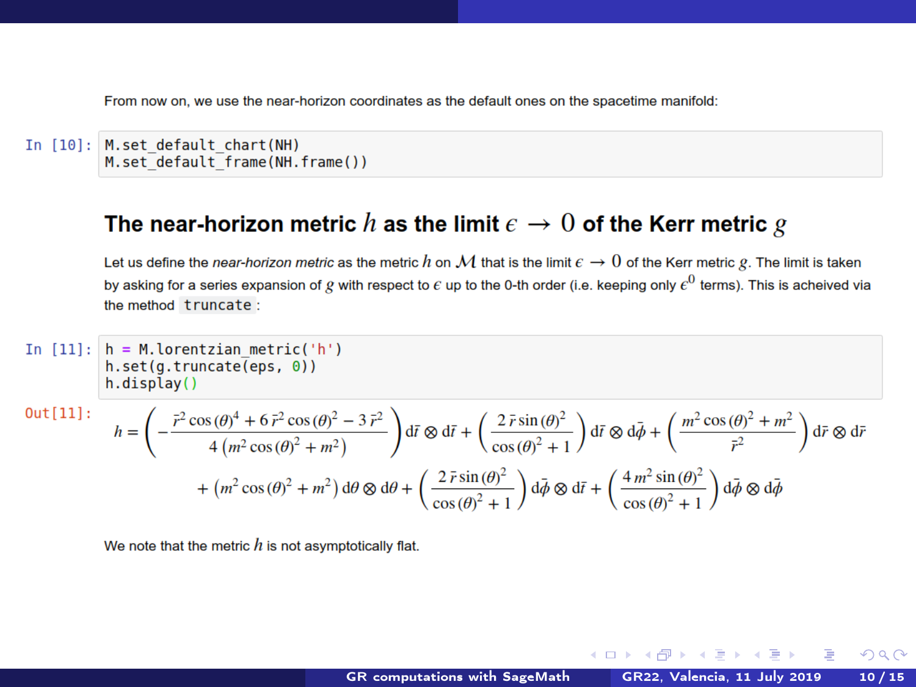From now on, we use the near-horizon coordinates as the default ones on the spacetime manifold:

In [10]:
```
M.set_default_chart(NH)
M.set_default_frame(NH.frame())
```

## The near-horizon metric $h$ as the limit $\epsilon \to 0$ of the Kerr metric $g$

Let us define the *near-horizon metric* as the metric $h$ on $\mathcal{M}$ that is the limit $\epsilon \to 0$ of the Kerr metric $g$. The limit is taken by asking for a series expansion of $g$ with respect to $\epsilon$ up to the 0-th order (i.e. keeping only $\epsilon^0$ terms). This is acheived via the method `truncate`:

In [11]:
```
h = M.lorentzian_metric('h')
h.set(g.truncate(eps, 0))
h.display()
```

Out[11]:

$$h = \left( -\frac{\bar{r}^2 \cos(\theta)^4 + 6\,\bar{r}^2 \cos(\theta)^2 - 3\,\bar{r}^2}{4\left(m^2 \cos(\theta)^2 + m^2\right)} \right) \mathrm{d}\bar{t} \otimes \mathrm{d}\bar{t} + \left( \frac{2\,\bar{r} \sin(\theta)^2}{\cos(\theta)^2 + 1} \right) \mathrm{d}\bar{t} \otimes \mathrm{d}\bar{\phi} + \left( \frac{m^2 \cos(\theta)^2 + m^2}{\bar{r}^2} \right) \mathrm{d}\bar{r} \otimes \mathrm{d}\bar{r}$$
$$+ \left(m^2 \cos(\theta)^2 + m^2\right) \mathrm{d}\theta \otimes \mathrm{d}\theta + \left( \frac{2\,\bar{r} \sin(\theta)^2}{\cos(\theta)^2 + 1} \right) \mathrm{d}\bar{\phi} \otimes \mathrm{d}\bar{t} + \left( \frac{4\,m^2 \sin(\theta)^2}{\cos(\theta)^2 + 1} \right) \mathrm{d}\bar{\phi} \otimes \mathrm{d}\bar{\phi}$$

We note that the metric $h$ is not asymptotically flat.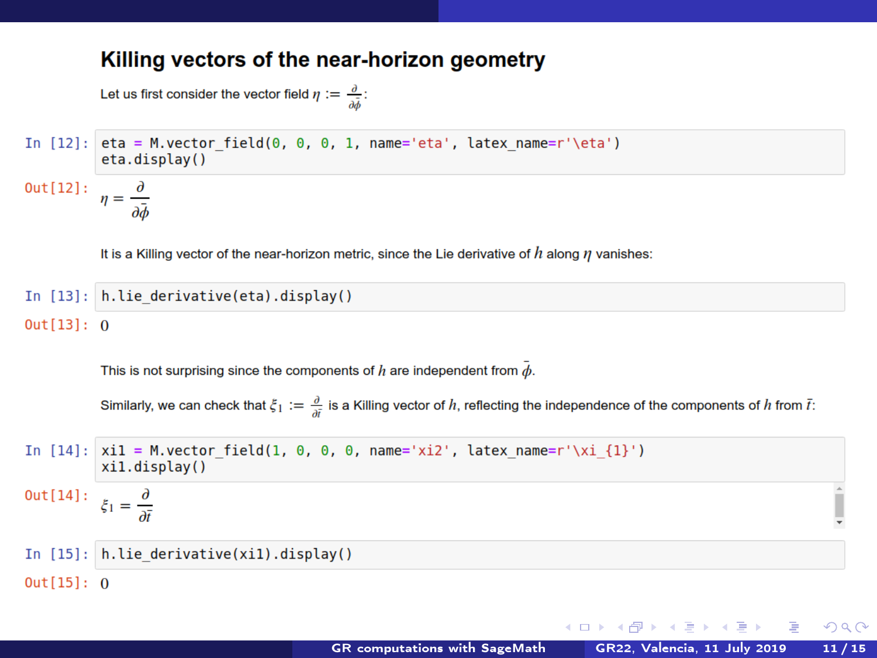## Killing vectors of the near-horizon geometry

Let us first consider the vector field $\eta := \frac{\partial}{\partial \bar{\phi}}$:

In [12]:
```
eta = M.vector_field(0, 0, 0, 1, name='eta', latex_name=r'\eta')
eta.display()
```

Out[12]:

$$\eta = \frac{\partial}{\partial \bar{\phi}}$$

It is a Killing vector of the near-horizon metric, since the Lie derivative of $h$ along $\eta$ vanishes:

In [13]:
```
h.lie_derivative(eta).display()
```

Out[13]: $0$

This is not surprising since the components of $h$ are independent from $\bar{\phi}$.

Similarly, we can check that $\xi_1 := \frac{\partial}{\partial \bar{t}}$ is a Killing vector of $h$, reflecting the independence of the components of $h$ from $\bar{t}$:

In [14]:
```
xi1 = M.vector_field(1, 0, 0, 0, name='xi2', latex_name=r'\xi_{1}')
xi1.display()
```

Out[14]:

$$\xi_1 = \frac{\partial}{\partial \bar{t}}$$

In [15]:
```
h.lie_derivative(xi1).display()
```

Out[15]: $0$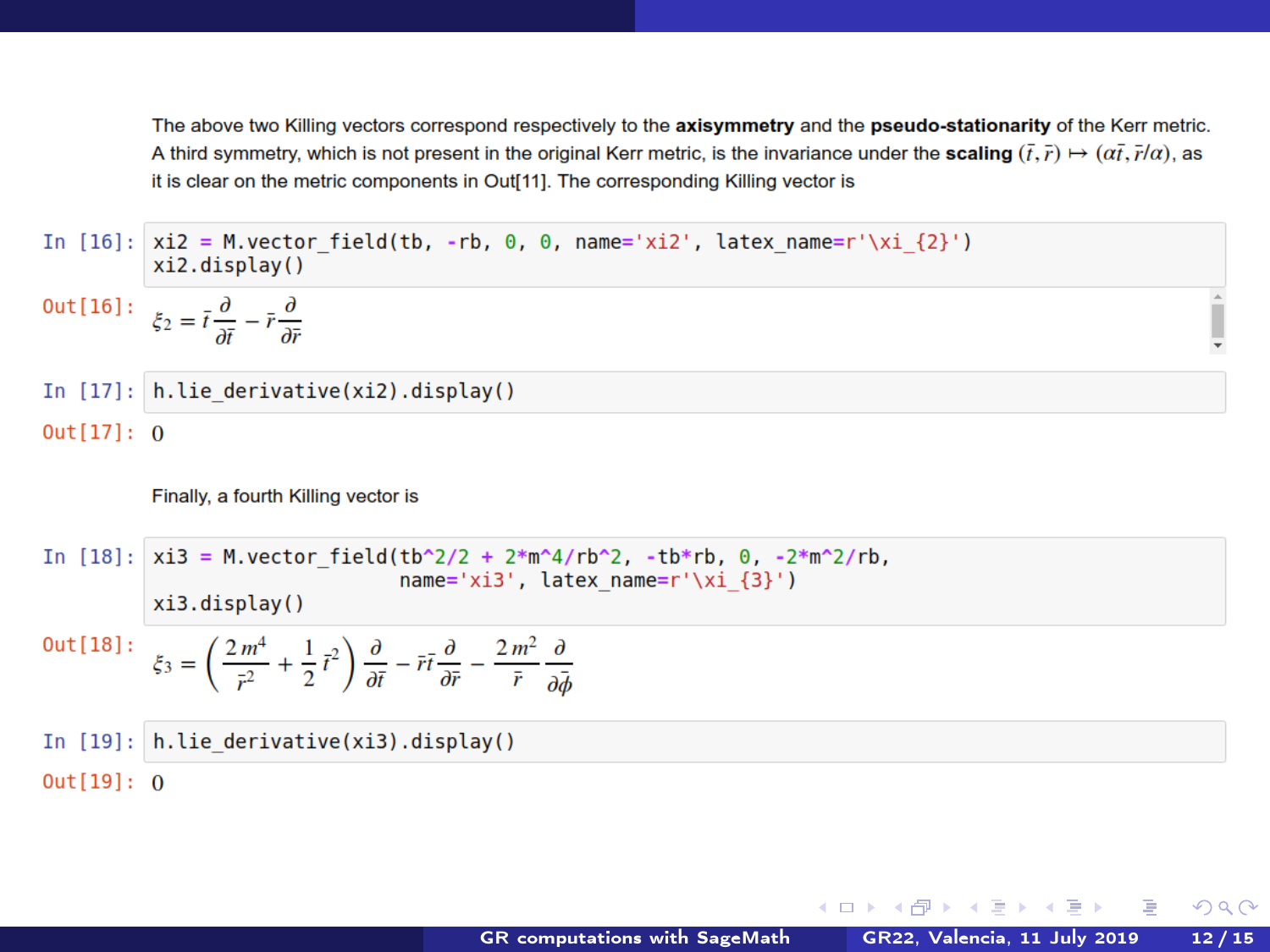The above two Killing vectors correspond respectively to the **axisymmetry** and the **pseudo-stationarity** of the Kerr metric. A third symmetry, which is not present in the original Kerr metric, is the invariance under the **scaling** $(\bar{t}, \bar{r}) \mapsto (\alpha\bar{t}, \bar{r}/\alpha)$, as it is clear on the metric components in Out[11]. The corresponding Killing vector is

In [16]:
```
xi2 = M.vector_field(tb, -rb, 0, 0, name='xi2', latex_name=r'\xi_{2}')
xi2.display()
```

Out[16]:

$$\xi_2 = \bar{t}\frac{\partial}{\partial\bar{t}} - \bar{r}\frac{\partial}{\partial\bar{r}}$$

In [17]:
```
h.lie_derivative(xi2).display()
```

Out[17]: $0$

Finally, a fourth Killing vector is

In [18]:
```
xi3 = M.vector_field(tb^2/2 + 2*m^4/rb^2, -tb*rb, 0, -2*m^2/rb,
                     name='xi3', latex_name=r'\xi_{3}')
xi3.display()
```

Out[18]:

$$\xi_3 = \left(\frac{2\,m^4}{\bar{r}^2} + \frac{1}{2}\,\bar{t}^2\right)\frac{\partial}{\partial\bar{t}} - \bar{r}\bar{t}\frac{\partial}{\partial\bar{r}} - \frac{2\,m^2}{\bar{r}}\frac{\partial}{\partial\bar{\phi}}$$

In [19]:
```
h.lie_derivative(xi3).display()
```

Out[19]: $0$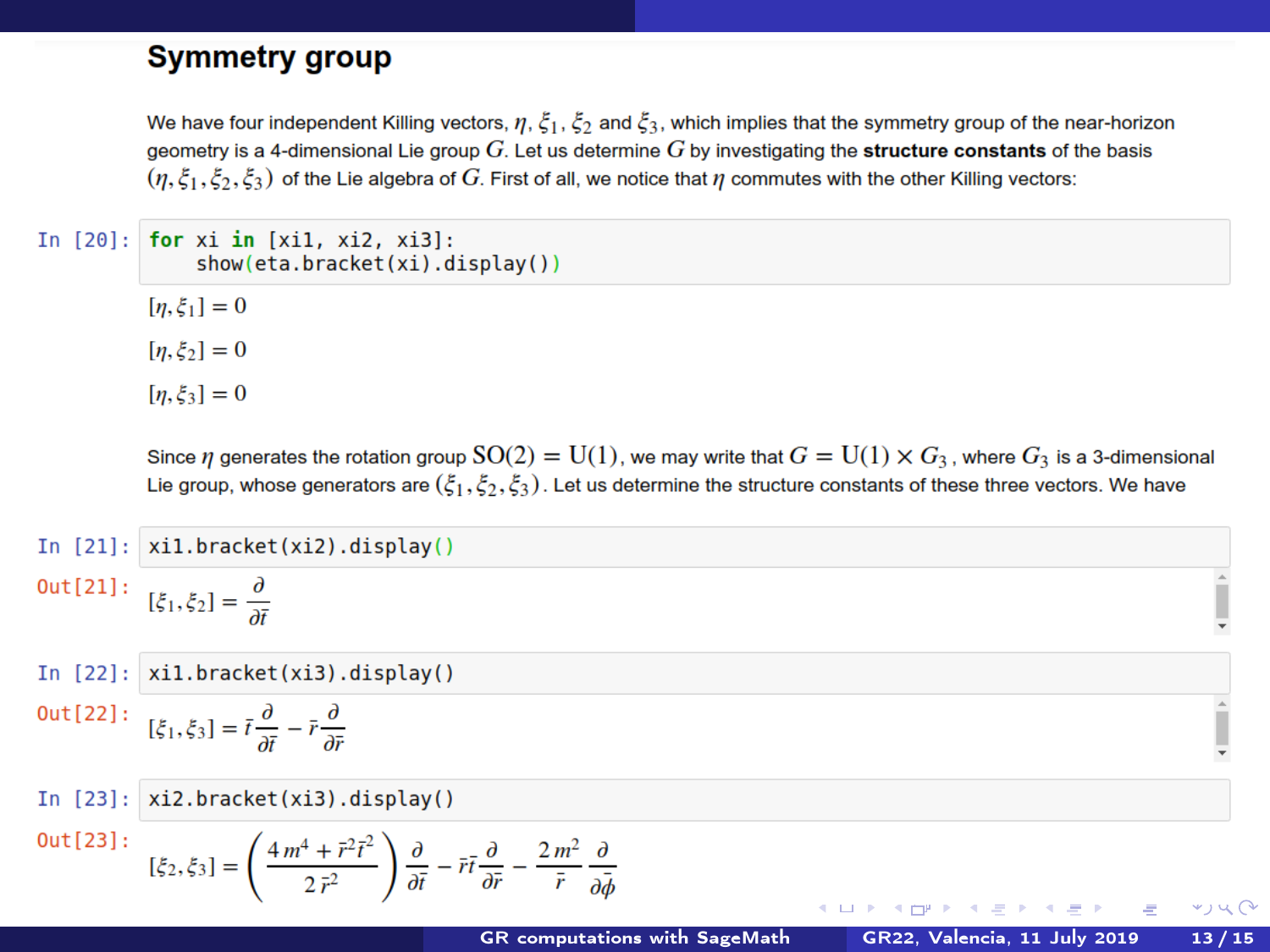## Symmetry group

We have four independent Killing vectors, $\eta$, $\xi_1$, $\xi_2$ and $\xi_3$, which implies that the symmetry group of the near-horizon geometry is a 4-dimensional Lie group $G$. Let us determine $G$ by investigating the **structure constants** of the basis $(\eta, \xi_1, \xi_2, \xi_3)$ of the Lie algebra of $G$. First of all, we notice that $\eta$ commutes with the other Killing vectors:

In [20]:
```
for xi in [xi1, xi2, xi3]:
    show(eta.bracket(xi).display())
```

$$[\eta, \xi_1] = 0$$

$$[\eta, \xi_2] = 0$$

$$[\eta, \xi_3] = 0$$

Since $\eta$ generates the rotation group $\mathrm{SO}(2) = \mathrm{U}(1)$, we may write that $G = \mathrm{U}(1) \times G_3$, where $G_3$ is a 3-dimensional Lie group, whose generators are $(\xi_1, \xi_2, \xi_3)$. Let us determine the structure constants of these three vectors. We have

In [21]:
```
xi1.bracket(xi2).display()
```

Out[21]:

$$[\xi_1, \xi_2] = \frac{\partial}{\partial \bar{t}}$$

In [22]:
```
xi1.bracket(xi3).display()
```

Out[22]:

$$[\xi_1, \xi_3] = \bar{t}\frac{\partial}{\partial \bar{t}} - \bar{r}\frac{\partial}{\partial \bar{r}}$$

In [23]:
```
xi2.bracket(xi3).display()
```

Out[23]:

$$[\xi_2, \xi_3] = \left(\frac{4\,m^4 + \bar{r}^2\bar{t}^2}{2\,\bar{r}^2}\right)\frac{\partial}{\partial \bar{t}} - \bar{r}\bar{t}\frac{\partial}{\partial \bar{r}} - \frac{2\,m^2}{\bar{r}}\frac{\partial}{\partial \bar{\phi}}$$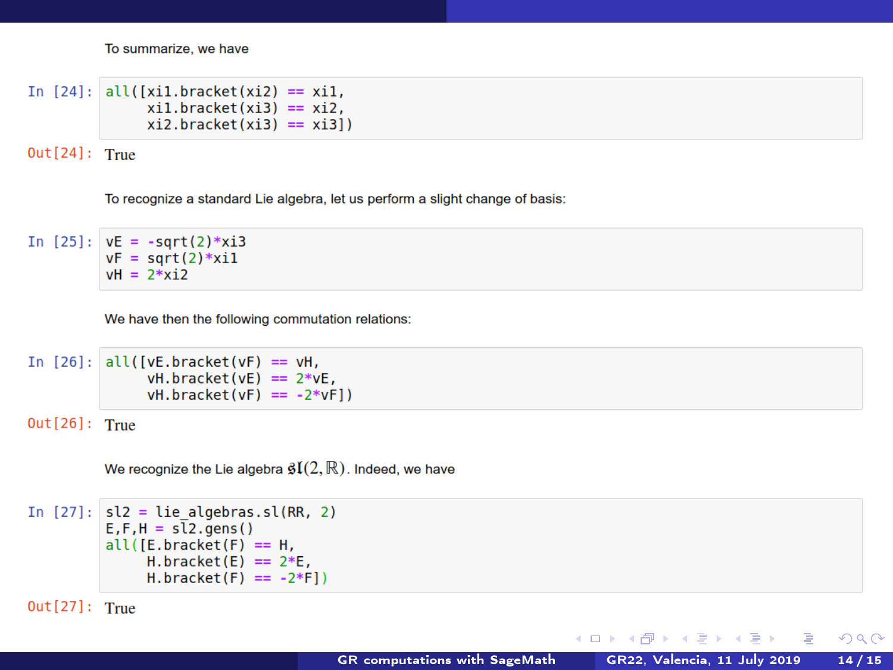To summarize, we have

In [24]:
```
all([xi1.bracket(xi2) == xi1,
     xi1.bracket(xi3) == xi2,
     xi2.bracket(xi3) == xi3])
```

Out[24]: True

To recognize a standard Lie algebra, let us perform a slight change of basis:

In [25]:
```
vE = -sqrt(2)*xi3
vF = sqrt(2)*xi1
vH = 2*xi2
```

We have then the following commutation relations:

In [26]:
```
all([vE.bracket(vF) == vH,
     vH.bracket(vE) == 2*vE,
     vH.bracket(vF) == -2*vF])
```

Out[26]: True

We recognize the Lie algebra $\mathfrak{sl}(2,\mathbb{R})$. Indeed, we have

In [27]:
```
sl2 = lie_algebras.sl(RR, 2)
E,F,H = sl2.gens()
all([E.bracket(F) == H,
     H.bracket(E) == 2*E,
     H.bracket(F) == -2*F])
```

Out[27]: True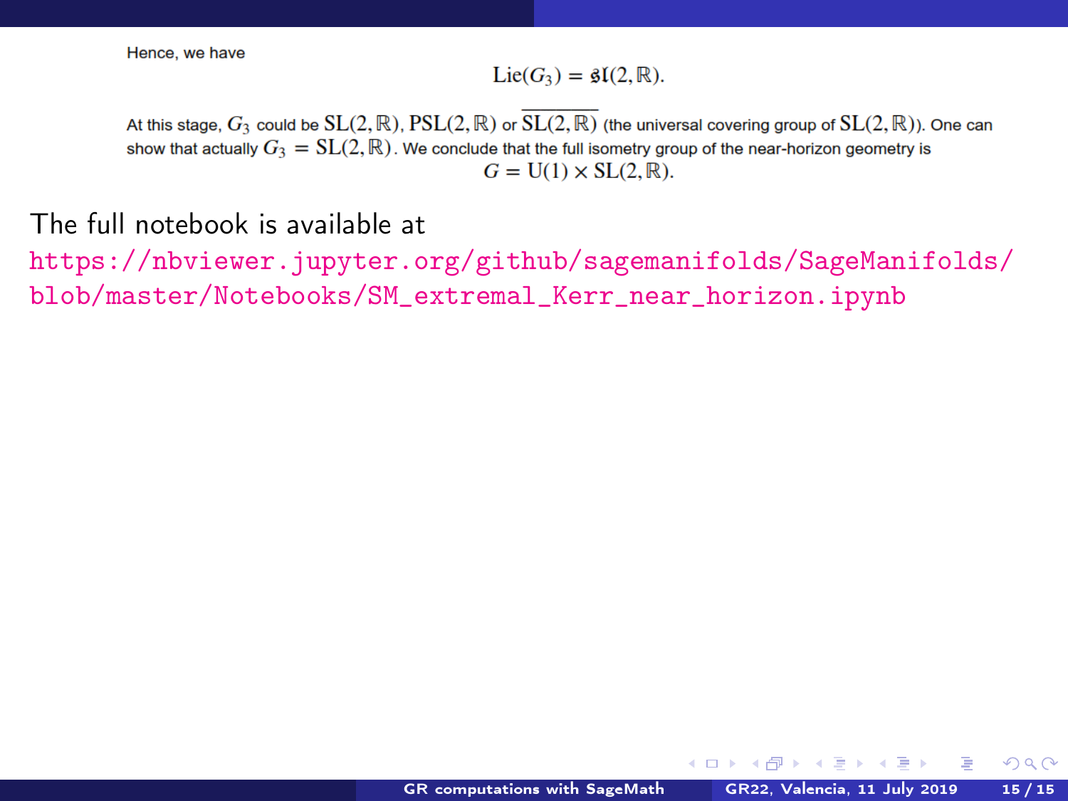Hence, we have

$$\mathrm{Lie}(G_3) = \mathfrak{sl}(2, \mathbb{R}).$$

At this stage, $G_3$ could be $\mathrm{SL}(2, \mathbb{R})$, $\mathrm{PSL}(2, \mathbb{R})$ or $\overline{\mathrm{SL}(2, \mathbb{R})}$ (the universal covering group of $\mathrm{SL}(2, \mathbb{R})$). One can show that actually $G_3 = \mathrm{SL}(2, \mathbb{R})$. We conclude that the full isometry group of the near-horizon geometry is

$$G = \mathrm{U}(1) \times \mathrm{SL}(2, \mathbb{R}).$$

The full notebook is available at
https://nbviewer.jupyter.org/github/sagemanifolds/SageManifolds/blob/master/Notebooks/SM_extremal_Kerr_near_horizon.ipynb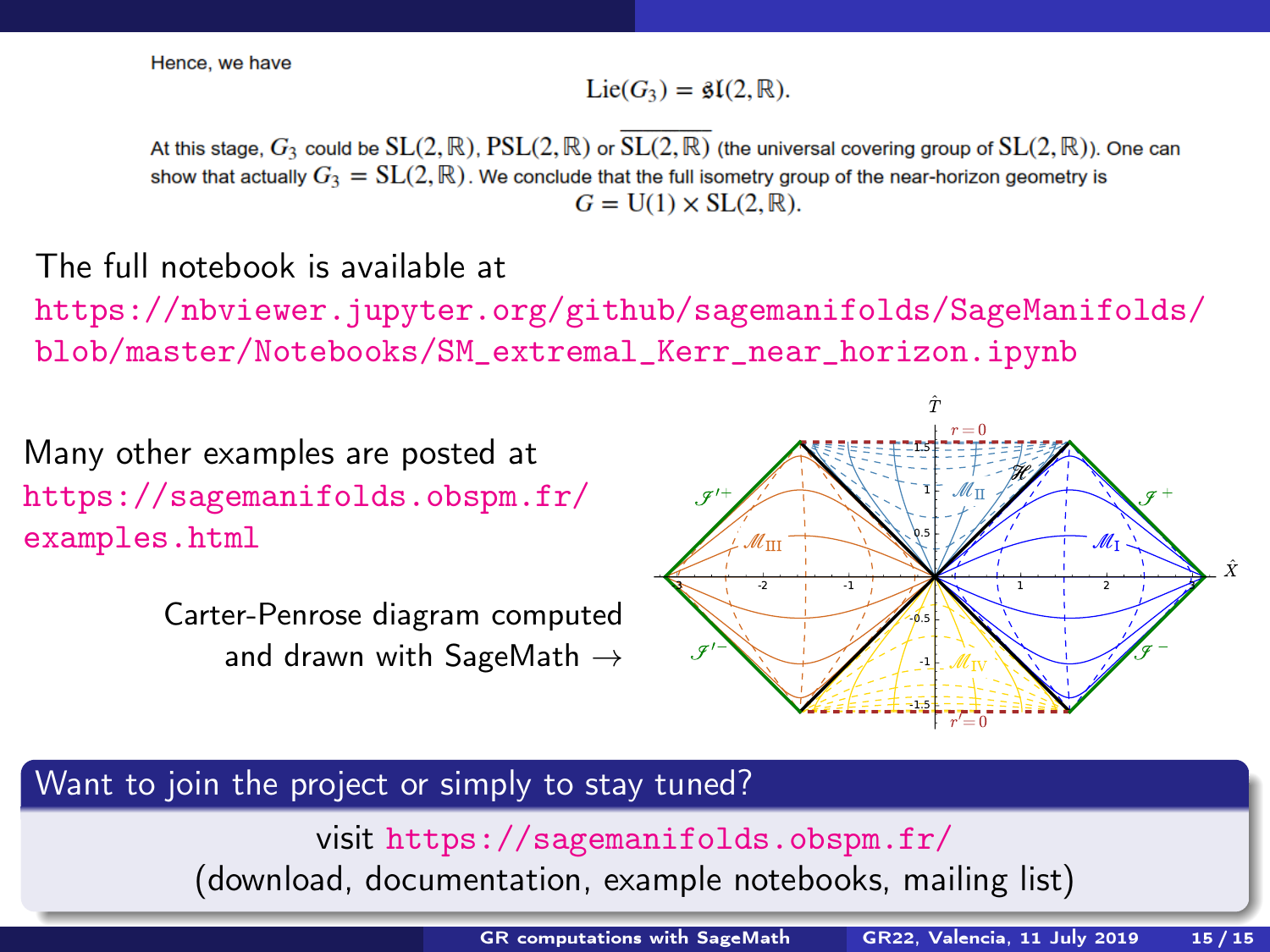Hence, we have

$$\mathrm{Lie}(G_3) = \mathfrak{sl}(2, \mathbb{R}).$$

At this stage, $G_3$ could be $\mathrm{SL}(2,\mathbb{R})$, $\mathrm{PSL}(2,\mathbb{R})$ or $\overline{\mathrm{SL}(2,\mathbb{R})}$ (the universal covering group of $\mathrm{SL}(2,\mathbb{R})$). One can show that actually $G_3 = \mathrm{SL}(2,\mathbb{R})$. We conclude that the full isometry group of the near-horizon geometry is

$$G = \mathrm{U}(1) \times \mathrm{SL}(2, \mathbb{R}).$$

The full notebook is available at
https://nbviewer.jupyter.org/github/sagemanifolds/SageManifolds/blob/master/Notebooks/SM_extremal_Kerr_near_horizon.ipynb

Many other examples are posted at
https://sagemanifolds.obspm.fr/examples.html

Carter-Penrose diagram computed and drawn with SageMath →

$\hat{T}$

$r = 0$

$r' = 0$

$\hat{X}$

$\mathscr{I}'^{+}$

$\mathscr{I}^{+}$

$\mathscr{I}'^{-}$

$\mathscr{I}^{-}$

$\mathscr{H}$

$\mathscr{M}_{\mathrm{I}}$

$\mathscr{M}_{\mathrm{II}}$

$\mathscr{M}_{\mathrm{III}}$

$\mathscr{M}_{\mathrm{IV}}$

-3 -2 -1 1 2 3

1.5 1 0.5 -0.5 -1 -1.5

## Want to join the project or simply to stay tuned?

visit https://sagemanifolds.obspm.fr/
(download, documentation, example notebooks, mailing list)